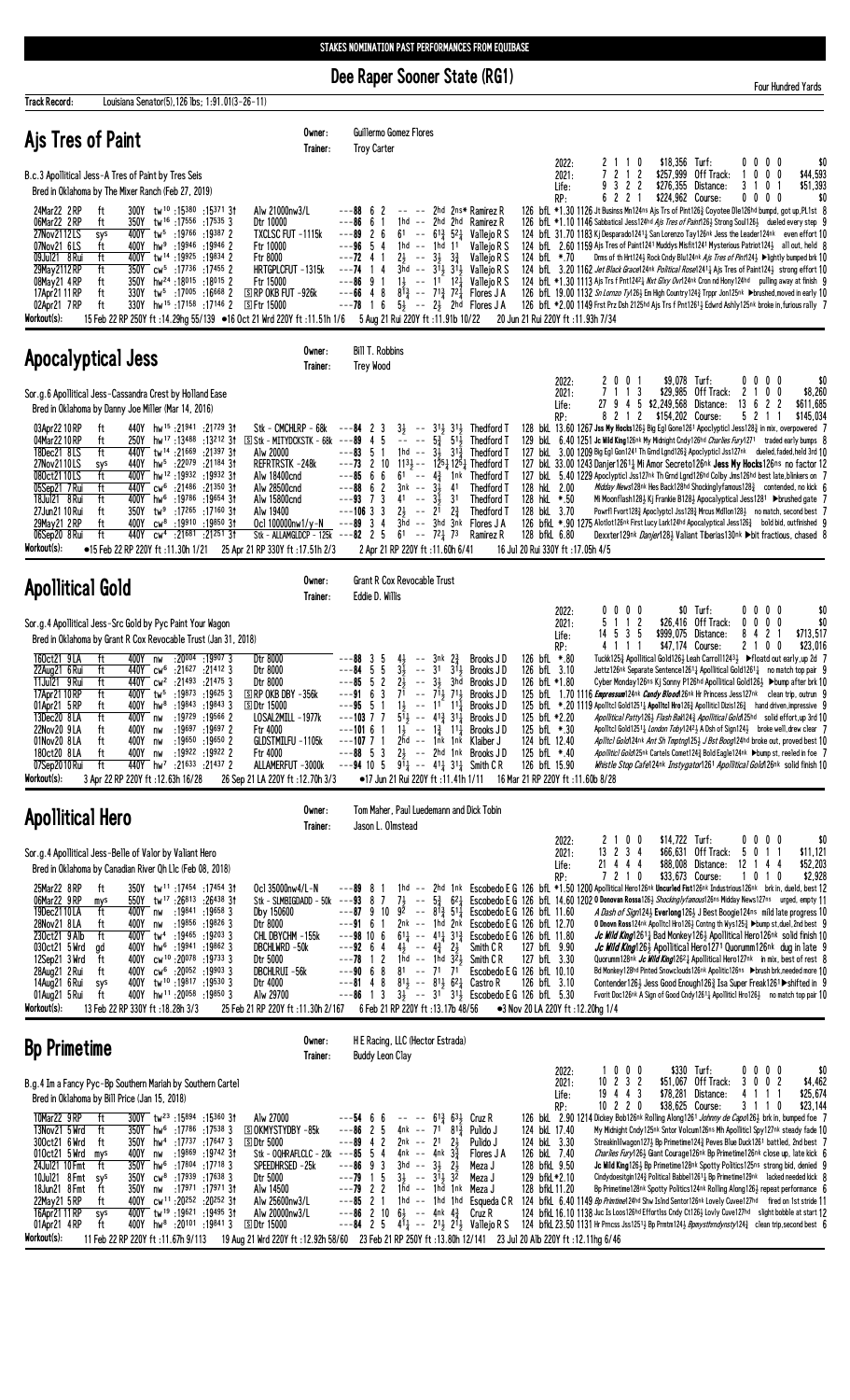STAKES NOMINATION PAST PERFORMANCES FROM EQUIBASE

# Dee Raper Sooner State (RG1)

Four Hundred Yards

**Track Record:** Louisiana Senator(5),126 lbs; 1:91.01(3-26-11)

## Ajs Tres of Paint

Owner: Guillermo Gomez Flores
Trainer: Troy Carter

B.c.3 Apollitical Jess-A Tres of Paint by Tres Seis
Bred in Oklahoma by The Mixer Ranch (Feb 27, 2019)

| | | | | | |
|---|---|---|---|---|---|
| 2022: | 2 1 1 0 | $18,356 | Turf: | 0 0 0 0 | $0 |
| 2021: | 7 2 1 2 | $257,999 | Off Track: | 1 0 0 0 | $44,593 |
| Life: | 9 3 2 2 | $276,355 | Distance: | 3 1 0 1 | $51,393 |
| RP: | 6 2 2 1 | $224,962 | Course: | 0 0 0 0 | $0 |

24Mar22 2RP ft 300Y tw10 :15380 :15371 3† Alw 21000nw3/L ---88 6 2 -- -- 2hd 2ns* Ramirez R 126 bfL *1.30 1126 Jt Businss Mn124ns Ajs Trs of Pnt126½ Coyotee Dle126hd bumpd, got up,PL1st 8
06Mar22 2RP ft 350Y tw16 :17556 :17535 3 Dtr 10000 ---86 6 1 1hd -- 2hd 2hd Ramirez R 126 bfL *1.10 1146 Sabbatical Jess124hd Ajs Tres of Paint126½ Strong Soul126½ dueled every step 9
27Nov2112LS sys 400Y tw5 :19766 :19387 2 TXCLSC FUT -1115k ---89 2 6 6¹ -- 6¹½ 5²¼ Vallejo R S 124 bfL 31.70 1183 Kj Desparado124¹½ San Lorenzo Tay126nk Jess the Leader124nk even effort 10
07Nov21 6LS ft 400Y hw9 :19946 :19946 2 Ftr 10000 ---96 5 4 1hd -- 1hd 1¹ Vallejo R S 124 bfL 2.60 1159 Ajs Tres of Paint124¹ Muddys Misfit124² Mysterious Patriot124½ all out, held 8
09Jul21 8Rui ft 400Y tw14 :19925 :19834 2 Ftr 8000 ---72 4 1 2½ -- 3½ 3¾ Vallejo R S 124 bfL *.70 Drms of th Hrt124½ Rock Cndy Blu124nk Ajs Tres of Pint124½ ▶lightly bumped brk 10
29May2112RP ft 350Y cw5 :17736 :17455 2 HRTGPLCFUT -1315k ---74 1 4 3hd -- 3¹½ 3¹½ Vallejo R S 124 bfL 3.20 1162 Jet Black Grace124nk Political Rose124¹½ Ajs Tres of Paint124½ strong effort 10
08May21 4RP ft 350Y hw24 :18015 :18015 2 Ftr 15000 ---86 9 1 1½ -- 1¹ 1²¼ Vallejo R S 124 bfL *1.30 1113 Ajs Trs f Pnt124²¼ Nvt Glxy Ovr124nk Crnn nd Hony124hd pulling away at finish 9
17Apr21 11RP ft 330Y tw5 :17005 :16668 2 SRP OKB FUT -926k ---66 4 8 8¹¾ -- 7¹¾ 7²¼ Flores J A 126 bfL 19.00 1132 Sn Lornzo Ty126½ Em High Country124½ Trppr Jon125nk ▶brushed,moved in early 10
02Apr21 7RP ft 330Y hw15 :17158 :17146 2 SFtr 15000 ---78 1 6 5½ -- 2½ 2hd Flores J A 126 bfL *2.00 1149 Frst Prz Dsh 2125hd Ajs Trs f Pnt126¹½ Edwrd Ashly125nk broke in,furious rally 7

Workout(s): 15 Feb 22 RP 250Y ft :14.29hg 55/139 ●16 Oct 21 Wrd 220Y ft :11.51h 1/6 5 Aug 21 Rui 220Y ft :11.91b 10/22 20 Jun 21 Rui 220Y ft :11.93h 7/34

## Apocalyptical Jess

Owner: Bill T. Robbins
Trainer: Trey Wood

Sor.g.6 Apollitical Jess-Cassandra Crest by Holland Ease
Bred in Oklahoma by Danny Joe Miller (Mar 14, 2016)

| | | | | | |
|---|---|---|---|---|---|
| 2022: | 2 0 0 1 | $9,078 | Turf: | 0 0 0 0 | $0 |
| 2021: | 7 1 1 3 | $29,985 | Off Track: | 2 1 0 0 | $8,260 |
| Life: | 27 9 4 5 | $2,249,568 | Distance: | 13 6 2 2 | $611,685 |
| RP: | 8 2 1 2 | $154,202 | Course: | 5 2 1 1 | $145,034 |

03Apr22 10RP ft 440Y hw15 :21941 :21729 3† Stk - CMCHLRP - 68k ---84 2 3 3½ -- 3¹½ 3¹½ Thedford T 128 bkL 13.60 1267 Jss My Hocks126½ Big Egl Gone126¹ Apoclyptcl Jess128½ in mix, overpowered 7
04Mar22 10RP ft 250Y hw17 :13488 :13212 3† SStk - MITYDCKSTK - 68k ---89 4 5 -- -- 5¾ 5¹½ Thedford T 129 bkL 6.40 1251 Jc Wild King126nk My Midnight Cndy126hd Charlies Fury127¹ traded early bumps 8
18Dec21 8LS ft 440Y tw14 :21669 :21397 3† Alw 20000 ---83 5 1 1hd -- 3½ 3¹¾ Thedford T 127 bkL 3.00 1209 Big Egl Gon124¹ Th Grnd Lgnd126½ Apoclyptcl Jss127nk dueled, faded, held 3rd 10
27Nov2110LS sys 440Y hw5 :22079 :21184 3† REFRTRSTK -248k ---73 2 10 11³½ -- 12⁵½ 12⁵½ Thedford T 127 bkL 33.00 1243 Danjer126¹½ Mi Amor Secreto126nk Jess My Hocks126ns no factor 12
08Oct21 10LS ft 400Y hw12 :19932 :19932 3† Alw 18400cnd ---85 6 6 4¾ -- 4¾ 1nk Thedford T 127 bkL 5.40 1229 Apoclyptcl Jss127nk Th Grnd Lgnd126hd Colby Jms126hd best late,blinkers on 7
05Sep21 7Rui ft 440Y cw6 :21486 :21350 3† Alw 28500cnd ---88 6 2 3nk -- 3½ 4¹ Thedford T 128 hkL 2.00 Midday News128nk Hes Back128hd Shockinglyfamous128½ contended, no kick 6
18Jul21 8Rui ft 400Y hw6 :19786 :19654 3† Alw 15800cnd ---93 7 3 4¹ -- 3½ 3¹ Thedford T 128 hkL *.50 Mi Moonflash128½ Kj Frankie B128½ Apocalyptical Jess128¹ ▶brushed gate 7
27Jun21 10Rui ft 350Y tw9 :17265 :17160 3† Alw 19400 ---106 3 3 2½ -- 2¹ 2¾ Thedford T 128 bkL 3.70 Powrfl Fvort128½ Apoclyptcl Jss128¾ Mrcus Mdlion128½ no match, second best 7
29May21 2RP ft 400Y cw8 :19910 :19850 3† Ocl 100000nw1/y-N ---89 3 4 3hd -- 3hd 3nk Flores J A 126 bfL *.90 1275 Alotlot126nk First Lucy Lark124hd Apocalyptical Jess126½ bold bid, outfinished 9
06Sep20 8Rui ft 440Y cw4 :21681 :21251 3† Stk - ALLAMGLDCP - 125k ---82 2 5 6¹ -- 7²½ 7³ Ramirez R 128 bfkL 6.80 Dexxter129nk Danjer128½ Valiant Tiberias130nk ▶bit fractious, chased 8

Workout(s): ●15 Feb 22 RP 220Y ft :11.30h 1/21 25 Apr 21 RP 330Y ft :17.51h 2/3 2 Apr 21 RP 220Y ft :11.60h 6/41 16 Jul 20 Rui 330Y ft :17.05h 4/5

## Apollitical Gold

Owner: Grant R Cox Revocable Trust
Trainer: Eddie D. Willis

Sor.g.4 Apollitical Jess-Src Gold by Pyc Paint Your Wagon
Bred in Oklahoma by Grant R Cox Revocable Trust (Jan 31, 2018)

| | | | | | |
|---|---|---|---|---|---|
| 2022: | 0 0 0 0 | $0 | Turf: | 0 0 0 0 | $0 |
| 2021: | 5 1 1 2 | $26,416 | Off Track: | 0 0 0 0 | $0 |
| Life: | 14 5 3 5 | $999,075 | Distance: | 8 4 2 1 | $713,517 |
| RP: | 4 1 1 1 | $47,134 | Course: | 2 1 0 0 | $23,016 |

16Oct21 9LA ft 400Y nw :20004 :19907 3 Dtr 8000 ---88 3 5 4½ -- 3nk 2¾ Brooks J D 126 bfL *1.80 Tuckk125¾ Apollitical Gold126½ Leah Carroll124³½ ▶floatd out early,up 2d 7
22Aug21 6Rui ft 440Y cw6 :21627 :21412 3 Dtr 8000 ---84 5 5 3½ -- 3¹ 3¹½ Brooks J D 126 bfL 3.10 Jettz126nk Separate Sentence126¹½ Apollitical Gold126¹¼ no match top pair 9
11Jul21 9Rui ft 440Y cw2 :21493 :21475 3 Dtr 8000 ---85 5 2 2½ -- 3½ 3hd Brooks J D 126 bfL *1.80 Cyber Monday126ns Kj Sonny P126hd Apollitical Gold126½ ▶bump after brk 10
17Apr21 10RP ft 400Y tw5 :19873 :19625 3 SRP OKB DBY -356k ---91 6 3 7¹ -- 7¹½ 7¹½ Brooks J D 125 bfL 1.70 1116 Expressum124nk Candy Blood126nk Hr Princess Jess127nk clean trip, outrun 9
01Apr21 5RP ft 400Y hw8 :19843 :19843 3 SDtr 15000 ---95 5 1 1½ -- 1¹ 1¹¼ Brooks J D 125 bfL *.20 1119 Apolltcl Gold125¹¼ Apolltcl Hro126½ Apolltclz Dlzs126¾ hand driven,impressive 9
13Dec20 8LA ft 400Y nw :19729 :19566 2 LOSALZMILL -1977k ---103 7 7 5¹½ -- 4¹¾ 3¹¼ Brooks J D 125 bfL *2.20 Apollitical Patty126½ Flash Bolt124½ Apollitical Gold125hd solid effort,up 3rd 10
22Nov20 9LA ft 400Y nw :19697 :19697 2 Ftr 4000 ---101 6 1 1½ -- 1¾ 1¹¾ Brooks J D 125 bfL *.30 Apolltcl Gold125¹¾ London Toby124²¾ A Dsh of Sign124½ broke well,drew clear 7
01Nov20 8LA ft 400Y nw :19650 :19650 2 GLDSTMILFU -1105k ---107 7 1 2hd -- 1nk 1nk Klaiber J 124 bfL 12.40 Aplltcl Gold124nk Ant Sh Tmptng125½ J Bst Boog124hd broke out, proved best 10
18Oct20 8LA ft 400Y nw :19922 :19922 2 Ftr 4000 ---88 5 3 2½ -- 2hd 1nk Brooks J D 125 bfL *.40 Apollitcl Gold125nk Cartels Comet124½ Bold Eagle124nk ▶bump st, reeled in foe 7
07Sep2010Rui ft 440Y hw7 :21633 :21437 2 ALLAMERFUT -3000k ---94 10 5 9¹¾ -- 4¹½ 3¹¾ Smith C R 126 bfL 15.90 Whistle Stop Cafe124nk Instygator126¹ Apollitical Gold126nk solid finish 10

Workout(s): 3 Apr 22 RP 220Y ft :12.63h 16/28 26 Sep 21 LA 220Y ft :12.70h 3/3 ●17 Jun 21 Rui 220Y ft :11.41h 1/11 16 Mar 21 RP 220Y ft :11.60b 8/28

## Apollitical Hero

Owner: Tom Maher, Paul Luedemann and Dick Tobin
Trainer: Jason L. Olmstead

Sor.g.4 Apollitical Jess-Belle of Valor by Valiant Hero
Bred in Oklahoma by Canadian River Oh Llc (Feb 08, 2018)

| | | | | | |
|---|---|---|---|---|---|
| 2022: | 2 1 0 0 | $14,722 | Turf: | 0 0 0 0 | $0 |
| 2021: | 13 2 3 4 | $66,631 | Off Track: | 5 0 1 1 | $11,121 |
| Life: | 21 4 4 4 | $88,008 | Distance: | 12 1 4 4 | $52,203 |
| RP: | 7 2 1 0 | $33,673 | Course: | 1 0 1 0 | $2,928 |

25Mar22 8RP ft 350Y tw11 :17454 :17454 3† Ocl 35000nw4/L-N ---89 8 1 1hd -- 2hd 1nk Escobedo E G 126 bfL *1.50 1200 Apollitical Hero126nk Uncurled Fst126nk Industrious126nk brk in, dueld, best 12
06Mar22 9RP mys 550Y tw17 :26813 :26438 3† Stk - SLMBIGDADD - 50k ---93 8 7 7½ -- 5¾ 6²¼ Escobedo E G 126 bfL 14.60 1202 O Donovan Rossa126¾ Shockinglyfamous126ns Midday News127ns urged, empty 11
19Dec21 10LA ft 400Y nw :19841 :19658 3 Dby 150600 ---87 9 10 9² -- 8¹¾ 5¹¾ Escobedo E G 126 bfL 11.60 A Dash of Sign124½ Everlong126¼ J Best Boogie124ns mild late progress 10
28Nov21 8LA ft 400Y nw :19856 :19826 3 Dtr 8000 ---91 6 1 2nk -- 1hd 2nk Escobedo E G 126 bfL 12.70 O Donvn Ross124nk Apolltcl Hro126½ Contng th Wys125½ ▶bump st,duel,2nd best 9
23Oct21 9Alb ft 400Y tw4 :19465 :19203 3 CHL DBYCHM -155k ---98 10 6 6¹¼ -- 4¹¼ 3¹¾ Escobedo E G 126 bfL 11.80 Jc Wild King126¹½ Bad Monkey126½ Apollitical Hero126nk solid finish 10
03Oct21 5Wrd gd 400Y hw6 :19941 :19862 3 DBCHLWRD -50k ---92 6 4 4½ -- 4¾ 2½ Smith C R 127 bfL 9.90 Jc Wild King126½ Apollitical Hero127¹ Quorumm126nk dug in late 9
12Sep21 3Wrd ft 400Y cw10 :20078 :19733 3 Dtr 5000 ---78 1 2 1hd -- 1hd 3²½ Smith C R 127 bfL 3.30 Quorumm128nk Jc Wild King126²½ Apollitical Hero127nk in mix, best of rest 8
28Aug21 2Rui ft 400Y cw6 :20052 :19903 3 DBCHLRUI -56k ---90 6 8 8¹ -- 7¹ 7¹ Escobedo E G 126 bfL 10.10 Bd Monkey128hd Pinted Snowclouds126nk Apolltc126ns ▶bump brk,needed more 10
14Aug21 6Rui sys 400Y tw10 :19817 :19530 3 Dtr 4000 ---81 4 8 8¹½ -- 8¹½ 6²¼ Castro R 126 bfL 3.10 Contender126½ Jess Good Enough126½ Isa Super Freak126¹ ▶shifted in 9
01Aug21 5Rui ft 400Y hw11 :20058 :19850 3 Alw 29700 ---86 1 3 3½ -- 3¹ 3¹½ Escobedo E G 126 bfL 5.30 Fvorit Doc126nk A Sign of Good Cndy126¹½ Apollitcl Hro126½ no match top pair 10

Workout(s): 13 Feb 22 RP 330Y ft :18.28h 3/3 25 Feb 21 RP 220Y ft :11.30h 2/167 6 Feb 21 RP 220Y ft :13.17b 48/56 ●3 Nov 20 LA 220Y ft :12.20hg 1/4

## Bp Primetime

Owner: H E Racing, LLC (Hector Estrada)
Trainer: Buddy Leon Clay

B.g.4 Im a Fancy Pyc-Bp Southern Mariah by Southern Cartel
Bred in Oklahoma by Bill Price (Jan 15, 2018)

| | | | | | |
|---|---|---|---|---|---|
| 2022: | 1 0 0 0 | $330 | Turf: | 0 0 0 0 | $0 |
| 2021: | 10 2 3 2 | $51,067 | Off Track: | 3 0 0 2 | $4,462 |
| Life: | 19 4 4 3 | $78,281 | Distance: | 4 1 1 1 | $25,674 |
| RP: | 10 2 2 0 | $38,625 | Course: | 3 1 1 0 | $23,144 |

10Mar22 9RP ft 300Y tw23 :15894 :15360 3† Alw 27000 ---54 6 6 -- -- 6¹¾ 6³½ Cruz R 126 bfL 2.90 1214 Dickey Bob126nk Rolling Along126¹ Johnny de Capo126½ brk in, bumped foe 7
13Nov21 5Wrd ft 350Y hw6 :17786 :17538 3 SOKMYSTYDBY -85k ---86 2 5 4nk -- 7¹ 8¹¾ Pulido J 124 bfL 17.40 My Midnight Cndy125nk Sntor Volcum126ns Mh Apollitcl Spy127nk steady fade 10
30Oct21 6Wrd ft 350Y hw4 :17737 :17647 3 SDtr 5000 ---89 4 2 2nk -- 2¹ 2½ Pulido J 124 bfL 3.30 Streakinlilwagon127½ Bp Primetime124¾ Peves Blue Duck126¹ battled, 2nd best 7
01Oct21 5Wrd mys 400Y nw :19869 :19742 3† Stk - OQHRAFCLC - 20k ---85 5 4 4nk -- 4nk 3¾ Flores J A 126 bfL 7.40 Charlies Fury126½ Giant Courage126nk Bp Primetime126nk close up, late kick 6
24Jul21 10Fmt ft 350Y hw6 :17804 :17718 3 SPEEDHRSED -25k ---86 9 3 3hd -- 3½ 2½ Meza J 128 bfkL 9.50 Jc Wild King126½ Bp Primetime128nk Spotty Politics125nk strong bid, denied 9
10Jul21 8Fmt sys 350Y cw8 :17939 :17638 3 Dtr 5000 ---79 1 5 3½ -- 3¹½ 3² Meza J 129 bfkL*2.10 Cindydoesitgin124½ Political Babbel126¹½ Bp Primetime129nk lacked needed kick 8
18Jun21 8Fmt ft 350Y nw :17971 :17971 3† Alw 14500 ---79 2 2 1hd -- 1hd 1nk Meza J 128 bfkL 11.20 Bp Primetime128nk Spotty Politics124nk Rolling Along126½ repeat performance 6
22May21 5RP ft 400Y cw11 :20252 :20252 3† Alw 25600nw3/L ---85 2 1 1hd -- 1hd 1hd Esqueda C R 124 bfkL 6.40 1149 Bp Primetime124hd Shw Islnd Sentor126nk Lovely Cuvee127hd fired on 1st stride 11
16Apr21 11RP sys 400Y tw19 :19621 :19495 3† Alw 20000nw3/L ---86 2 10 6½ -- 4nk 4¾ Cruz R 124 bfkL 16.10 1138 Juc Is Loos126hd Effortlss Cndy Ct126½ Lovly Cuve127hd slight bobble at start 12
01Apr21 4RP ft 400Y hw8 :20101 :19841 3 SDtr 15000 ---84 2 5 4¹¼ -- 2¹½ 2¹½ Vallejo R S 124 bfkL 23.50 1131 Hr Prncss Jss125¹½ Bp Prmtm124½ Bpmysthrndynsty124½ clean trip,second best 6

Workout(s): 11 Feb 22 RP 220Y ft :11.67h 9/113 19 Aug 21 Wrd 220Y ft :12.92h 58/60 23 Feb 21 RP 250Y ft :13.80h 12/141 23 Jul 20 Alb 220Y ft :12.11hg 6/46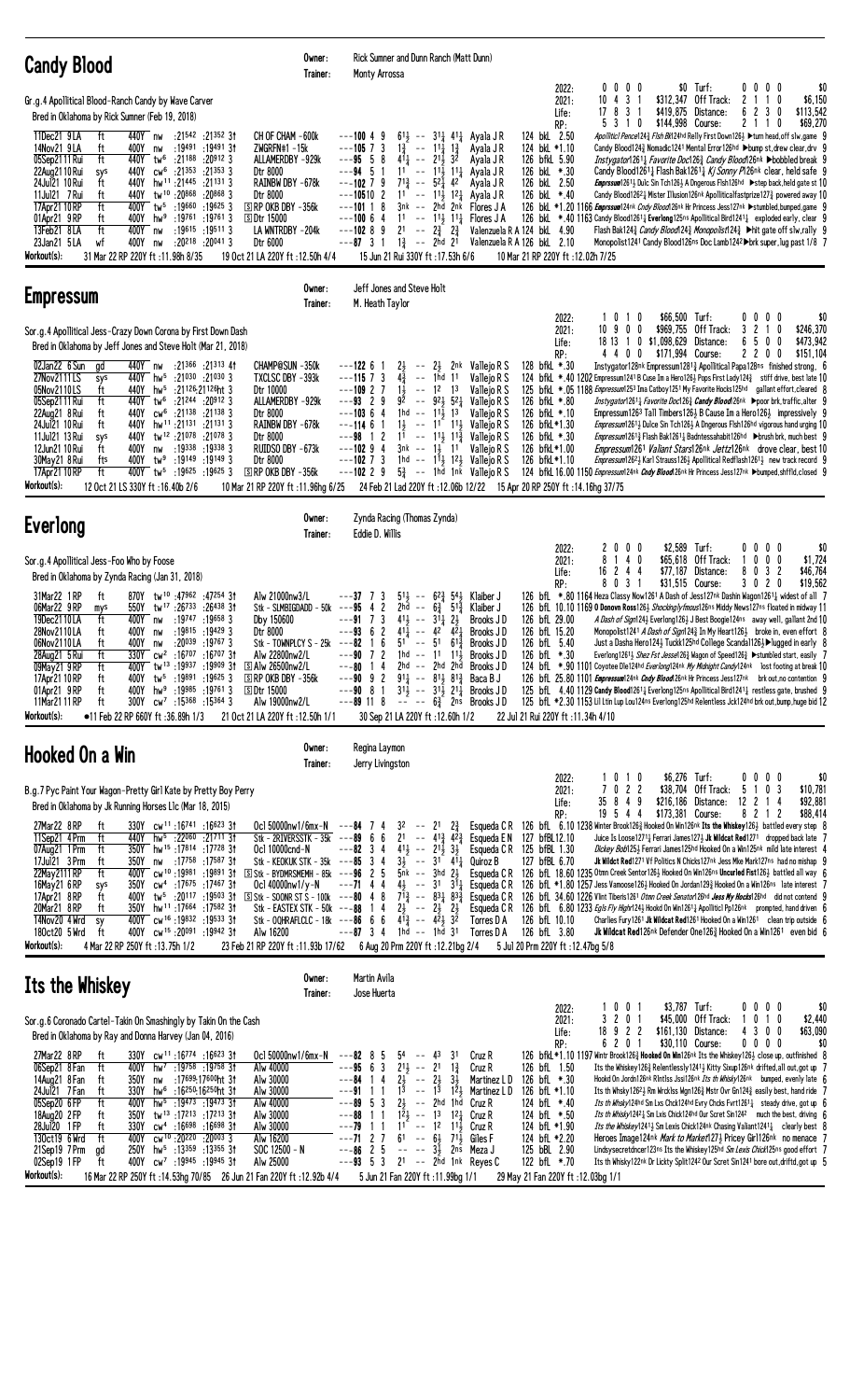## Candy Blood

Owner: Rick Sumner and Dunn Ranch (Matt Dunn)
Trainer: Monty Arrossa

Gr.g.4 Apollitical Blood-Ranch Candy by Wave Carver
Bred in Oklahoma by Rick Sumner (Feb 19, 2018)

| | | | | | |
|---|---|---|---|---|---|
| 2022: | 0 0 0 0 | $0 | Turf: | 0 0 0 0 | $0 |
| 2021: | 10 4 3 1 | $312,347 | Off Track: | 2 1 1 0 | $6,150 |
| Life: | 17 8 3 1 | $419,875 | Distance: | 6 2 3 0 | $113,542 |
| RP: | 5 3 1 0 | $144,998 | Course: | 2 1 1 0 | $69,270 |

```
11Dec21 9LA   ft  440Y nw  :21542 :21352 3↑ CH OF CHAM -600k    ---100 4 9  6½ -- 3¼ 4¼  Ayala J R   124 bkL 2.50  Apollitcl Pencel24½ Flsh Bk124hd Relly First Down126½ ▶turn head,off slw,game 9
14Nov21 9LA   ft  400Y nw  :19491 :19491 3↑ ZWGRFN#1 -15k       ---105 7 3  1½ -- 1½ 1¾   Ayala J R   124 bkL *1.10  Candy Blood124¾ Nomadic124½ Mental Error126hd ▶bump st,drew clear,drv 9
05Sep21 11Rui ft  440Y tw6 :21188 :20912 3  ALLAMERDBY -929k    ---95 5 8   4½ -- 2½ 3²   Ayala J R   126 bbfL 5.90  Instygator1261½ Favorite Doc126½ Candy Blood126nk ▶bobbled break 9
22Aug21 10Rui sys 440Y cw6 :21353 :21353 3  Dtr 8000            ---94 5 1   1¹ -- 1½ 1¼   Ayala J R   126 bkL *.30  Candy Blood1261¼ Flash Bak1261¾ KJ Sonny P126nk clear, held safe 9
24Jul21 10Rui ft  440Y hw11 :21445 :21131 3 RAINBW DBY -678k    ---102 7 9  7¾ -- 5²¼ 4²  Ayala J R   126 bkL 2.50  Empressum126½ Dulc Sin Tch126¾ A Dngerous Flsh126hd ▶step back,held gate st 10
11Jul21 7Rui  ft  440Y tw10 :20868 :20868 3 Dtr 8000            ---10510 2  1¹ -- 1½ 1²¼  Ayala J R   126 bkL *.40  Candy Blood1262¼ Mister Illusion126nk Apolliticalfastprize127½ powered away 10
17Apr21 10RP  ft  400Y tw5 :19660 :19625 3 Ⓢ RP OKB DBY -356k   ---101 1 8  3nk -- 2hd 2nk Flores J A  126 bkL *1.20 1166 Empressum124nk Cndy Blood126nk Hr Princess Jess127nk ▶stumbled,bumped,game 9
01Apr21 9RP   ft  400Y hw9 :19761 :19761 3 Ⓢ Dtr 15000         ---100 6 4  1¹ -- 1½ 1¼   Flores J A  126 bkL *.40 1163 Candy Blood1261¼ Everlong126ns Apollitical Bird1241¼ exploded early, clear 9
13Feb21 8LA   ft  400Y nw  :19615 :19511 3 LA WNTRDBY -204k   ---102 8 9  2¹ -- 2¾ 2¾   Valenzuela R A 124 bkL 4.90  Flash Bak124¾ Candy Blood124¾ Monopolist124½ ▶hit gate off slw,rally 9
23Jan21 5LA   wf  400Y nw  :20218 :20041 3 Dtr 6000           ---87 3 1  1¾ -- 2hd 2¹  Valenzuela R A 126 bkL 2.10  Monopolist1241 Candy Blood126ns Doc Lamb1242▶brk super,lug past 1/8 7
Workout(s):  31 Mar 22 RP 220Y ft :11.98h 8/35   19 Oct 21 LA 220Y ft :12.50h 4/14   15 Jun 21 Rui 330Y ft :17.53h 6/6   10 Mar 21 RP 220Y ft :12.02h 7/25
```

## Empressum

Owner: Jeff Jones and Steve Holt
Trainer: M. Heath Taylor

Sor.g.4 Apollitical Jess-Crazy Down Corona by First Down Dash
Bred in Oklahoma by Jeff Jones and Steve Holt (Mar 21, 2018)

| | | | | | |
|---|---|---|---|---|---|
| 2022: | 1 0 1 0 | $66,500 | Turf: | 0 0 0 0 | $0 |
| 2021: | 10 9 0 0 | $969,755 | Off Track: | 3 2 1 0 | $246,370 |
| Life: | 18 13 1 0 | $1,009,629 | Distance: | 6 5 0 0 | $473,942 |
| RP: | 4 4 0 0 | $171,994 | Course: | 2 2 0 0 | $151,104 |

```
02Jan22 6Sun  gd  440Y nw  :21366 :21313 4↑ CHAMP@SUN -350k    ---122 6 1  2½ -- 2½ 2nk  Vallejo R S  128 bfkL *.30  Instygator128nk Empressum1281¾ Apollitical Papa128ns finished strong, 6
27Nov21 11LS  sys 440Y hw5 :21030 :21030 3 TXCLSC DBY -393k   ---115 7 3  4¾ -- 1hd 1¹  Vallejo R S  124 bfkL *.40 1202 Empressum1241 B Cuse Im a Hero126½ Pops First Lady124¾ stiff drive, best late 10
05Nov21 10LS  ft  440Y hw5 :21126 :21126ht 3 Dtr 10000        ---109 2 7  1½ -- 1² 1³   Vallejo R S  125 bfkL *.05 1188 Empressum1253 Ima Catboy1251 My Favorite Hocks125hd gallant effort,cleared 8
05Sep21 11Rui ft  440Y tw6 :21244 :20912 3 ALLAMERDBY -929k    ---93 2 9  9² -- 9²½ 5²¼  Vallejo R S  126 bfkL *.80  Instygator1261¼ Favorite Doc126½ Candy Blood126nk ▶poor brk,traffic,alter 9
22Aug21 8Rui  ft  440Y cw6 :21138 :21138 3 Dtr 8000            ---103 6 4  1hd -- 1½ 1³  Vallejo R S  126 bfkL *.10  Empressum1263 Tall Timbers126½ B Cause Im a Hero126½ impressively 9
24Jul21 10Rui ft  440Y hw11 :21131 :21131 3 RAINBW DBY -678k   ---114 6 1  1½ -- 1¹ 1¼   Vallejo R S  126 bfkL*1.30  Empressum126½ Dulce Sin Tch126¾ A Dngerous Flsh126hd vigorous hand urging 10
11Jul21 13Rui sys 440Y tw12 :21078 :21078 3 Dtr 8000            ---98 1 2  1¹ -- 1½ 1¾   Vallejo R S  126 bfkL *.30  Empressum1261¾ Flash Bak1261¼ Badntesshabit126hd ▶brush brk, much best 9
12Jun21 10Rui ft  400Y nw  :19338 :19338 3 RUIDSO DBY -673k   ---102 9 4  3nk -- 1½ 1¹   Vallejo R S  126 bfkL*1.00  Empressum1261 Valiant Stars126nk Jettz126nk drove clear, best 10
30May21 8Rui  fts 400Y tw9 :19149 :19149 3 Dtr 8000            ---102 7 3  1hd -- 1½ 1²½  Vallejo R S  126 bfkL*1.10  Empressum1262½ Karl Strauss126½ Apollitical Redflash1261¼ new track record 9
17Apr21 10RP  ft  400Y tw5 :19625 :19625 3 Ⓢ RP OKB DBY -356k  ---102 2 9  5¾ -- 1hd 1nk Vallejo R S  124 bfkL 16.00 1150 Empressum124nk Cndy Blood126nk Hr Princess Jess127nk ▶bumped,shffld,closed 9
Workout(s):  12 Oct 21 LS 330Y ft :16.40b 2/6   10 Mar 21 RP 220Y ft :11.96hg 6/25   24 Feb 21 Lad 220Y ft :12.06b 12/22   15 Apr 20 RP 250Y ft :14.16hg 37/75
```

## Everlong

Owner: Zynda Racing (Thomas Zynda)
Trainer: Eddie D. Willis

Sor.g.4 Apollitical Jess-Foo Who by Foose
Bred in Oklahoma by Zynda Racing (Jan 31, 2018)

| | | | | | |
|---|---|---|---|---|---|
| 2022: | 2 0 0 0 | $2,589 | Turf: | 0 0 0 0 | $0 |
| 2021: | 8 1 4 0 | $65,618 | Off Track: | 1 0 0 0 | $1,724 |
| Life: | 16 2 4 4 | $77,187 | Distance: | 8 0 3 2 | $46,764 |
| RP: | 8 0 3 1 | $31,515 | Course: | 3 0 2 0 | $19,562 |

```
31Mar22 1RP   ft  870Y tw10 :47962 :47254 3↑ Alw 21000nw3/L     ---37 7 3  5¹½ -- 6²¾ 5⁴¾  Klaiber J    126 bfL *.80 1164 Heza Classy Now1261 A Dash of Jess127nk Dashin Wagon1261¾ widest of all 7
06Mar22 9RP   mys 550Y tw17 :26733 :26438 3↑ Stk - SLMBIGDADD - 50k ---95 4 2 2hd -- 6¾ 5¹¾ Klaiber J    126 bfL 10.10 1169 D Donovn Ross126½ Shocking!yfmous126ns Middy News127ns floated in midway 11
19Dec21 10LA  ft  400Y nw  :19747 :19658 3 Dby 156000          ---91 7 3  4¹½ -- 3¹½ 2½   Brooks J D   126 bfL 29.00  A Dash of Sign124½ Everlong126½ J Best Boogie124ns away well, gallant 2nd 10
28Nov21 10LA  ft  400Y nw  :19815 :19429 3 Dtr 8000            ---93 6 2  4¹¼ -- 4² 4²¼   Brooks J D   126 bfL 15.20  Monopolist1241 A Dash of Sign124¾ In My Heart126½ broke in, even effort 8
06Nov21 10LA  ft  400Y nw  :20039 :19767 3 Stk - TOWNPLCY S - 25k ---82 1 6 5¹ -- 5¹ 6¹¾  Brooks J D   126 bfL 5.40  Just a Dasha Hero124½ Tuckl125hd College Scandal126½▶lugged in early 8
28Aug21 5Rui  ft  330Y cw2 :16707 :16707 3↑ Alw 22800nw2/L    ---90 7 2  1hd -- 1¹ 1½   Brooks J D   126 bfL *.30  Everlong126½ Shez Fst Jess126¾ Magon of Speed126¾ ▶stumbled start, easily 7
09May21 9RP   ft  400Y tw13 :19937 :19909 3↑ Ⓢ Alw 26500nw2/L  ---80 1 4  2hd -- 2hd 2hd  Brooks J D   124 bfL *.90 1101 Coyotee Ole124hd Everlong124nk My Midnight Candy124nk lost footing at break 10
17Apr21 10RP  ft  400Y tw5 :19891 :19625 3 Ⓢ RP OKB DBY -356k  ---90 9 2  9¹½ -- 8¹¾ 8¹¾  Baca B J     126 bfL 25.80 1101 Empressum124nk Cndy Blood126nk Hr Princess Jess127nk brk out,no contention 9
01Apr21 9RP   ft  400Y hw9 :19985 :19761 3 Ⓢ Dtr 15000         ---90 8 1  3¹½ -- 3¹½ 2¼   Brooks J D   125 bfL 4.40 1129 Candy Blood1261¼ Everlong125ns Apollitical Bird1241¼ restless gate, brushed 9
11Mar21 11RP  ft  300Y cw7 :15368 :15364 3 Alw 19000nw2/L     ---89 11 8  -- -- 6¾ 2ns  Brooks J D   125 bfL *2.30 1153 Lil Ltin Lup Lou124ns Everlong125hd Relentless Jck124hd brk out,bump,huge bid 12
Workout(s):  ●11 Feb 22 RP 660Y ft :36.89h 1/3   21 Oct 21 LA 220Y ft :12.50h 1/1   30 Sep 21 LA 220Y ft :12.60h 1/2   22 Jul 21 Rui 220Y ft :11.34h 4/10
```

## Hooked On a Win

Owner: Regina Laymon
Trainer: Jerry Livingston

B.g.7 Pyc Paint Your Wagon-Pretty Girl Kate by Pretty Boy Perry
Bred in Oklahoma by Jk Running Horses Llc (Mar 18, 2015)

| | | | | | |
|---|---|---|---|---|---|
| 2022: | 1 0 1 0 | $6,276 | Turf: | 0 0 0 0 | $0 |
| 2021: | 7 0 2 2 | $38,704 | Off Track: | 5 1 0 3 | $10,781 |
| Life: | 35 8 4 9 | $216,186 | Distance: | 12 2 1 4 | $92,881 |
| RP: | 19 5 4 4 | $173,381 | Course: | 8 2 1 2 | $88,414 |

```
27Mar22 8RP   ft  330Y cw11 :16741 :16623 3↑ Ocl 50000nw1/6mx-N ---84 7 4  3² -- 2¹ 2¾   Esqueda C R  126 bfL 6.10 1238 Winter Brook126¾ Hooked On Win126nk Its the Whiskey126½ battled every step 8
11Sep21 4Prm  ft  440Y hw5 :22060 :21771 3↑ Stk - 2RIVERSSTK - 35k ---89 6 6 2¹ -- 4¹¾ 4²¾  Esqueda E N  127 bfBL12.10  Juice Is Loose1271¾ Ferrari James127¾ Jk Wildcat Red1271 dropped back late 7
07Aug21 1Prm  ft  350Y hw15 :17814 :17728 3↑ Ocl 10000cnd-N   ---82 3 4  4¹½ -- 2¹½ 3½   Esqueda C R  125 bfBL 1.30  Dickey Bob125½ Ferrari James125hd Hooked On a Win125nk mild late interest 4
17Jul21 3Prm  ft  350Y nw  :17598 :17587 3↑ Stk - KEOKUK STK - 35k ---85 3 4 3½ -- 3¹ 4¹¾  Quiroz B     127 bfBL 6.70  Jk Wildct Red1271 Vf Politics N Chicks127nk Jess Mike Mark127ns had no mishap 9
22May21 11RP  ft  400Y cw10 :19981 :19891 3↑ Ⓢ Stk - BYDMRSMEMH - 85k ---96 2 5 5nk -- 3hd 2¾ Esqueda C R 126 bfL 18.60 1235 Otmn Creek Sentor126½ Hooked On Win126ns Uncurled Fist126½ battled all way 6
16May21 6RP   sys 350Y cw4 :17675 :17467 3↑ Ocl 40000nw1/y-N  ---71 4 4  4½ -- 3¹ 3¹¾   Esqueda C R  126 bfL *1.80 1257 Jess Vamoose126¾ Hooked On Jordan129¾ Hooked On a Win126ns late interest 7
17Apr21 8RP   ft  400Y tw5 :20117 :19503 3↑ Ⓢ Stk - SOONR ST S - 100k ---80 4 8 7¾ -- 8³¼ 8³¾ Esqueda C R 126 bfL 34.60 1226 Vlnt Tiberis1261 Otmn Creek Senator126nk Jess My Hocks126hd did not contend 9
20Mar21 8RP   ft  350Y hw11 :17664 :17582 3↑ Stk - EASTEX STK - 50k ---88 1 4 2½ -- 2½ 2½  Esqueda C R  126 bfL 6.80 1233 Egls Fly Hghr124½ Hookd On Win1261¾ Apollticl Pp126nk prompted, hand driven 6
14Nov20 4Wrd  sy  400Y cw16 :19832 :19533 3↑ Stk - OQHRAFLCLC - 18k ---86 6 6 4¹¾ -- 4²½ 3² Torres D A  126 bfL 10.10  Charlies Fury1261 Jk Wildcat Red1261 Hooked On a Win1261 clean trip outside 6
18Oct20 5Wrd  ft  400Y cw15 :20091 :19942 3↑ Alw 16200          ---87 3 4  1hd -- 1hd 3¹  Torres D A   126 bfL 3.80  Jk Wildcat Red126nk Defender One126¾ Hooked On a Win1261 even bid 6
Workout(s):  4 Mar 22 RP 250Y ft :13.75h 1/2   23 Feb 21 RP 220Y ft :11.93b 17/62   6 Aug 20 Prm 220Y ft :12.21bg 2/4   5 Jul 20 Prm 220Y ft :12.47bg 5/8
```

## Its the Whiskey

Owner: Martin Avila
Trainer: Jose Huerta

Sor.g.6 Coronado Cartel-Takin On Smashingly by Takin On the Cash
Bred in Oklahoma by Ray and Donna Harvey (Jan 04, 2016)

| | | | | | |
|---|---|---|---|---|---|
| 2022: | 1 0 0 1 | $3,787 | Turf: | 0 0 0 0 | $0 |
| 2021: | 3 2 0 1 | $45,000 | Off Track: | 1 0 1 0 | $2,440 |
| Life: | 18 9 2 2 | $161,130 | Distance: | 4 3 0 0 | $63,090 |
| RP: | 6 2 0 1 | $30,130 | Course: | 0 0 0 0 | $0 |

```
27Mar22 8RP   ft  330Y cw11 :16774 :16623 3↑ Ocl 50000nw1/6mx-N ---82 8 5  5⁴ -- 4³ 3¹   Cruz R       126 bfkL*1.10 1197 Wintr Brook126¾ Hooked On Win126nk Its the Whiskey126½ close up, outfinished 8
06Sep21 8Fan  ft  400Y hw7 :19758 :19758 3↑ Alw 40000        ---95 6 3  2¹½ -- 2¹ 1¾   Cruz R       126 bfL 1.50  Its the Whiskey126¾ Relentlessly1241½ Kitty Sixup126nk drifted,all out,got up 7
14Aug21 8Fan  ft  350Y nw  :17699:17600ht 3↑ Alw 30000       ---84 1 4  2½ -- 2½ 3½   Martinez L D 126 bfL *.30  Hookd On Jordn126nk Rlntlss Jss126nk Its the Whisky126nk bumped, evenly late 6
24Jul21 7Fan  ft  330Y hw6 :16250:16250ht 3↑ Alw 30000       ---91 1 1  1³ -- 1³ 1²½  Martinez L D 126 bfL *1.10  Its th Whsky1262½ Rm Wrcklss Mgn126¾ Mstr Ovr Gn124¾ easily best, hand ride 7
05Sep20 6FP   ft  400Y hw5 :19473 :19473 3↑ Alw 40000        ---89 5 3  2½ -- 2hd 1hd  Cruz R       124 bfL *.40  Its th Whsky124hd Sm Lvs Chck124hd Evry Chcks Fvrt1261¼ steady drive, got up 6
18Aug20 2FP   ft  350Y tw13 :17213 :17213 3↑ Alw 30000        ---88 1 1  1²½ -- 1³ 1²¼  Cruz R       124 bfL *.50  Its th Whisky124²¼ Sm Lvis Chck124hd Our Scret Sin1242 much the best, driving 6
28Jul20 1FP   ft  330Y cw4 :16698 :16698 3↑ Alw 30000        ---79 1 1  1¹ -- 1² 1¹¾   Cruz R       124 bfL *1.90  Its the Whiskey124¼ Sm Lexis Chick126ns Chasing Valiant1241¼ clearly best 8
13Oct19 6Wrd  ft  400Y cw10 :20220 :20003 3 Alw 16200          ---71 2 7  6¹ -- 6½ 7¹½   Giles F      124 bfL *2.20  Heroes Image124nk Mark to Market127½ Pricey Girl126nk no menace 7
21Sep19 7Prm  gd  250Y hw5 :13359 :13355 3↑ SOC 12500 - N     ---86 2 5  -- -- 3½ 2ns   Meza J       125 bbL 2.90  Lindsysecretdncer123ns Its the Whiskey125hd Sn Lexis Chick125ns good effort 7
02Sep19 1FP   ft  400Y cw7 :19945 :19945 3↑ Alw 25000         ---93 5 3  2¹ -- 2hd 1nk  Reyes C      122 bfL *.70  Its th Whiskey122nk Dr Lickty Split1242 Our Scret Sin1241 bore out,driftd,got up 5
Workout(s):  16 Mar 22 RP 250Y ft :14.53hg 70/85   26 Jun 21 Fan 220Y ft :12.92b 4/4   5 Jun 21 Fan 220Y ft :11.99bg 1/1   29 May 21 Fan 220Y ft :12.03bg 1/1
```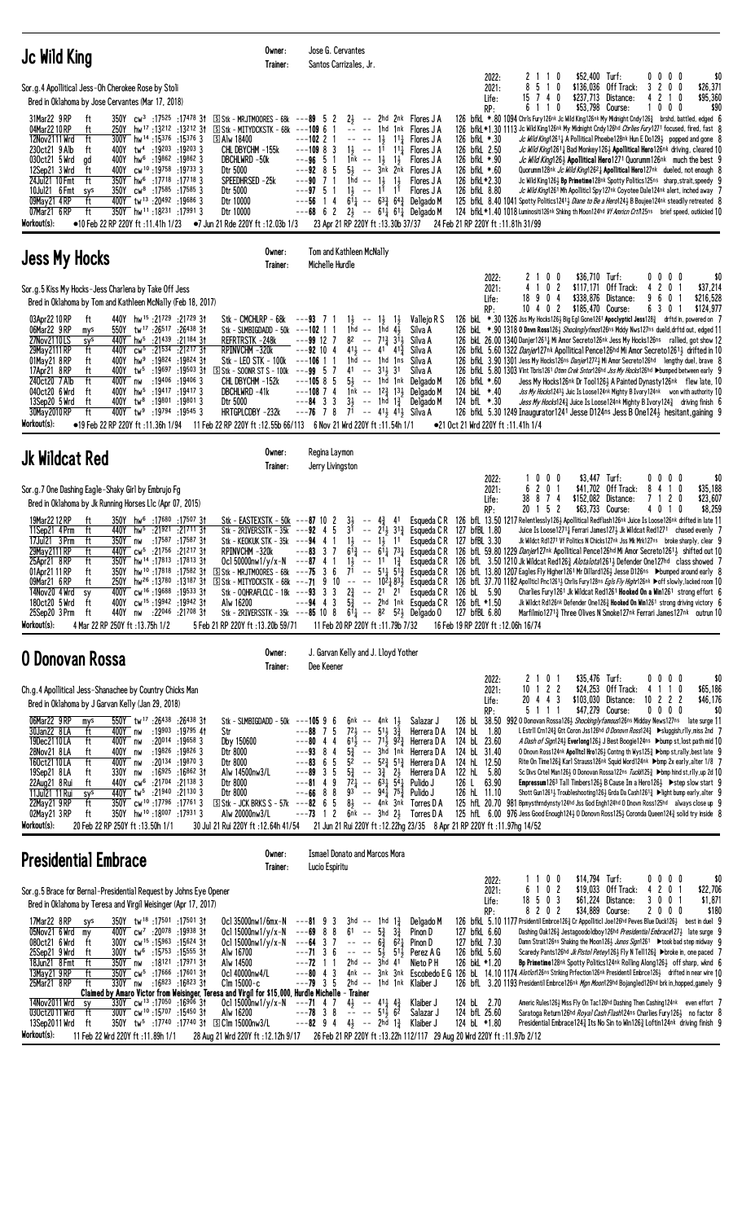## Jc Wild King

Owner: Jose G. Cervantes
Trainer: Santos Carrizales, Jr.

Sor.g.4 Apollitical Jess-Oh Cherokee Rose by Stoli
Bred in Oklahoma by Jose Cervantes (Mar 17, 2018)

| | | | | |
|---|---|---|---|---|
| 2022: | 2 1 1 0 | $52,400 | Turf: | 0 0 0 0 $0 |
| 2021: | 8 5 1 0 | $136,036 | Off Track: | 3 2 0 0 $26,371 |
| Life: | 15 7 4 0 | $237,713 | Distance: | 4 2 1 0 $95,360 |
| RP: | 6 1 1 0 | $53,798 | Course: | 1 0 0 0 $90 |

```
31Mar22 9RP  ft   350Y cw3 :17525 :17478 3† S Stk - MRJTMOORES - 68k ---89 5 2  2½ -- 2hd 2nk Flores J A  126 bfkL *.80 1094 Chrls Fury126nk Jc Wild King126nk My Midnight Cndy126½ brshd, battled, edged 6
04Mar22 10RP ft   250Y hw17 :13212 :13212 3† S Stk - MITYDCKSTK - 68k ---109 6 1  -- -- 1hd 1nk Flores J A  126 bfkL *1.30 1113 Jc Wild King126nk My Midnight Cndy126hd Chrlies Fury1271 focused, fired, fast 8
12Nov21 11 Wrd ft 300Y hw14 :15376 :15376 3  S Alw 18400               ---102 2 1  -- -- 1½ 11¼ Flores J A  126 bfkL *.30  Jc Wild King1261¼ A Pollitical Phoebe128nk Hun E Do129½ popped and gone 8
23Oct21 9 Alb ft  400Y tw4 :19203 :19203 3  CHL DBYCHM -155k         ---109 8 3  1½ -- 11 11¼ Flores J A  126 bfkL 2.50  Jc Wild King1261¼ Bad Monkey126½ Apollitical Hero126nk driving, cleared 10
03Oct21 5 Wrd gd  400Y hw6 :19862 :19862 3  DBCHLWRD -50k            ---96 5 1  1nk -- 1½ 1½ Flores J A  126 bfkL *.90  Jc Wild King126½ Apollitical Hero1271 Quorumm126nk much the best 9
12Sep21 3 Wrd ft  400Y cw10 :19758 :19733 3  Dtr 5000                ---92 8 5  5½ -- 3nk 2nk Flores J A  126 bfkL *.60  Quorumm128nk Jc Wild King126²¼ Apollitical Hero127nk dueled, not enough 8
24Jul21 10 Fmt ft 350Y hw6 :17718 :17718 3  SPEEDHRSED -25k         ---90 7 1  1hd -- 1½ 1½ Flores J A  126 bfkL*2.30  Jc Wild King126½ Bp Primetime128nk Spotty Politics125ns sharp,strait,speedy 9
10Jul21 6 Fmt sys 350Y cw8 :17585 :17585 3  Dtr 5000                ---97 5 1  1½ -- 11 11 Flores J A   126 bfkL 8.80  Jc Wild King1261 Mh Apollicit Spy127nk Coyotee Dale124nk alert, inched away 7
09May21 4 RP  ft  400Y tw13 :20492 :19686 3  Dtr 10000               ---56 1 4  61¼ -- 63¾ 64¾ Delgado M  125 bfkL 8.40 1041 Spotty Politics1241½ Diane to Be a Hero124½ B Boujee124nk steadily retreated 8
07Mar21 6 RP  ft  350Y hw11 :18231 :17991 3  Dtr 10000               ---68 6 2  2½ -- 61¼ 61¼ Delgado M  124 bfkL*1.40 1018 Luminosit126nk Shking th Moon124hd Vf Americn Crt125ns brief speed, outkicked 10
Workout(s): •10 Feb 22 RP 220Y ft :11.41h 1/23  •7 Jun 21 Rde 220Y ft :12.03b 1/3  23 Apr 21 RP 220Y ft :13.30b 37/37  24 Feb 21 RP 220Y ft :11.81h 31/99
```

## Jess My Hocks

Owner: Tom and Kathleen McNally
Trainer: Michelle Hurdle

Sor.g.5 Kiss My Hocks-Jess Charlena by Take Off Jess
Bred in Oklahoma by Tom and Kathleen McNally (Feb 18, 2017)

| | | | | |
|---|---|---|---|---|
| 2022: | 2 1 0 0 | $36,710 | Turf: | 0 0 0 0 $0 |
| 2021: | 4 1 0 2 | $117,171 | Off Track: | 4 2 0 1 $37,214 |
| Life: | 18 9 0 4 | $338,876 | Distance: | 9 6 0 1 $216,528 |
| RP: | 10 4 0 2 | $185,470 | Course: | 6 3 0 1 $124,977 |

```
03Apr22 10 RP  ft   440Y hw15 :21729 :21729 3† Stk - CMCHLRP - 68k   ---93 7 1  1½ -- 1½ 1½ Vallejo R S 126 bkL *.30 1326 Jss My Hocks126½ Big Eg! Gone1261 Apoclyptic! Jess126½ drftd in, powered on 7
06Mar22 9 RP   mys  550Y tw17 :26517 :26438 3† Stk - SLMBIGDADD - 50k ---101 1 1 1hd -- 1hd 4½ Silva A 126 bkL *.90 1318 O Donvn Ross126½ Shockinglyfmous126ns Mddy Nws127ns dueld,drftd out, edged 11
27Nov21 10 LS  sys  440Y hw5 :21439 :21184 3†  REFRTRSTK - 248k    ---99 12 7 82 -- 71¾ 31½ Silva A 126 bkL 26.00 1340 Danjer1261¼ Mi Amor Secreto126nk Jess My Hocks126ns rallied, got show 12
29May21 11 RP  ft   440Y cw5 :21534 :21217 3†  RPINVCHM - 320k    ---92 10 4 41¾ -- 41 41¾ Silva A 126 bfkL 5.60 1322 Danjer127nk Apollitical Pence126hd Mi Amor Secreto1261½ drifted in 10
01May21 8 RP   ft   400Y hw9 :19824 :19824 3†  Stk - LEO STK - 100k ---106 1 1 1hd -- 1hd 1ns Silva A 126 bfkL 3.90 1301 Jess My Hocks126ns Danjer1272½ Mi Amor Secreto126hd lengthy duel, brave 8
17Apr21 8 RP   ft   400Y tw5 :19697 :19503 3† S Stk - SOONR STS - 100k ---99 5 7 41 -- 31½ 31 Silva A 126 bfkL 5.80 1303 Vint Tbris1261 Oten Crek Sntor126hd Jss My Hocks126hd ►bumped between early 9
24Oct20 7 Alb  ft   400Y nw :19406 :19406 3  CHL DBYCHM -152k     ---105 8 5 5½ -- 1hd 1nk Delgado M 126 bfkL *.60 Jess My Hocks126nk Dr Tool126½ A Painted Dynasty126nk flew late, 10
04Oct20 6 Wrd  ft   400Y hw5 :19417 :19417 3  DBCHLWRD -41k       ---108 7 4 1nk -- 12¾ 13½ Delgado M 124 bkL *.40 Jss My Hocks124½ Juic Is Loose124nk Mighty B Ivory124nk won with authority 10
13Sep20 5 Wrd  ft   400Y hw8 :19801 :19801 3  Dtr 5000           ---84 3 3 3½ -- 1hd 1¾ Delgado M 124 bkL *.30 Jess My Hocks124¾ Juice Is Loose124nk Mighty B Ivory124¾ driving finish 6
30May20 10 RP  ft   400Y tw9 :19794 :19545 3  HRTGPLCDBY -232k   ---76 7 8 71 -- 41¾ 41½ Silva A 126 bfkL 5.30 1249 Inaugurator1241 Jesse D124ns Jess B One124½ hesitant,gaining 9
Workout(s): •19 Feb 22 RP 220Y ft :11.36h 1/94  11 Feb 22 RP 220Y ft :12.55b 66/113  6 Nov 21 Wrd 220Y ft :11.54h 1/1  •21 Oct 21 Wrd 220Y ft :11.41h 1/4
```

## Jk Wildcat Red

Owner: Regina Laymon
Trainer: Jerry Livingston

Sor.g.7 One Dashing Eagle-Shaky Girl by Embrujo Fg
Bred in Oklahoma by Jk Running Horses Llc (Apr 07, 2015)

| | | | | |
|---|---|---|---|---|
| 2022: | 1 0 0 0 | $3,447 | Turf: | 0 0 0 0 $0 |
| 2021: | 6 2 0 1 | $41,702 | Off Track: | 8 4 1 0 $35,188 |
| Life: | 38 8 7 4 | $152,082 | Distance: | 7 1 2 0 $23,607 |
| RP: | 20 1 5 2 | $63,733 | Course: | 4 0 1 0 $8,259 |

```
19Mar22 12 RP  ft  350Y hw6 :17680 :17507 3† Stk - EASTEXSTK - 50k ---87 10 2 3½ -- 4¾ 41 Esqueda C R 126 bfL 13.50 1217 Relentlessly126½ Apollitical Redflash126nk Juice Is Loose126nk drifted in late 11
11Sep21 4 Prm  ft  440Y hw5 :21921 :21711 3† Stk - 2RIVERSSTK - 35k ---92 4 5 31 -- 21½ 31¾ Esqueda C R 127 bfBL 1.80 Juice Is Loose1271¼ Ferrari James127½ Jk Wildcat Red1271 chased evenly 7
17Jul21 3 Prm  ft  350Y nw :17587 :17587 3† Stk - KEOKUK STK - 35k ---94 4 1 1½ -- 1½ 11 Esqueda C R 127 bfBL 3.30 Jk Wildct Rd1271 Vf Politics N Chicks127nk Jss Mk Mrk127ns broke sharply, clear 9
29May21 11 RP  ft  440Y cw5 :21756 :21217 3† RPINVCHM -320k ---83 3 7 61¼ -- 61¾ 73¼ Esqueda C R 126 bfL 59.80 1229 Danjer127nk Apollitical Pence126hd Mi Amor Secreto1261½ shifted out 10
25Apr21 8 RP   ft  350Y hw14 :17813 :17813 3† Ocl 50000nw1/y/x-N ---87 4 1 1½ -- 11 1¾ Esqueda C R 126 bfL 3.50 1210 Jk Wildcat Red126¾ Alotalota1261¼ Defender One127hd class showed 7
01Apr21 11 RP  ft  350Y hw10 :17818 :17582 3† S Stk - MRJTMOORES - 66k ---75 3 6 71 -- 51½ 51¾ Esqueda C R 126 bfL 13.80 1207 Eagles Fly Higher1261 Mr Dillard126½ Jesse D126ns ►bumped around early 8
09Mar21 6 RP   ft  250Y hw26 :13780 :13187 3† S Stk - MITYDCKSTK - 68k ---71 9 10 -- -- 10²¼ 8³½ Esqueda C R 126 bfL 37.70 1182 Apollticl Pnc1261½ Chrlis Fury128ns Egls Fly Highr126nk ►off slowly,lacked room 10
14Nov20 4 Wrd  sy  400Y cw16 :19688 :19533 3† Stk - OQHRAFCLC - 18k ---93 3 3 2¾ -- 21 21 Esqueda C R 126 bL 5.90 Charlies Fury1261 Jk Wildcat Red1261 Hooked On a Win1261 strong effort 6
18Oct20 5 Wrd  ft  400Y cw15 :19942 :19942 3† Alw 16200 ---94 4 3 5¾ -- 2hd 1nk Esqueda C R 126 bfL *1.50 Jk Wildct Rd126nk Defender One126½ Hooked On Win1261 strong driving victory 6
25Sep20 3 Prm  ft  440Y nw :22046 :21708 3† Stk - 2RIVERSSTK - 35k ---85 10 8 61¼ -- 82 52½ Delgado O 127 bfBL 6.80 Marfilmio1271¼ Three Olives N Smoke127nk Ferrari James127nk outrun 10
Workout(s): 4 Mar 22 RP 250Y ft :13.75h 1/2  5 Feb 21 RP 220Y ft :13.20b 59/71  11 Feb 20 RP 220Y ft :11.79b 7/32  16 Feb 19 RP 220Y ft :12.06h 16/74
```

## O Donovan Rossa

Owner: J. Garvan Kelly and J. Lloyd Yother
Trainer: Dee Keener

Ch.g.4 Apollitical Jess-Shanachee by Country Chicks Man
Bred in Oklahoma by J Garvan Kelly (Jan 29, 2018)

| | | | | |
|---|---|---|---|---|
| 2022: | 2 1 0 1 | $35,476 | Turf: | 0 0 0 0 $0 |
| 2021: | 10 1 2 2 | $24,253 | Off Track: | 4 1 1 0 $65,186 |
| Life: | 20 4 4 3 | $103,030 | Distance: | 10 2 2 2 $46,176 |
| RP: | 5 1 1 1 | $47,279 | Course: | 0 0 0 0 $0 |

```
06Mar22 9 RP   mys 550Y tw17 :26438 :26438 3† Stk - SLMBIGDADD - 50k ---105 9 6 6nk -- 4nk 1½ Salazar J 126 bL 38.50 992 O Donovan Rossa126½ Shockinglyfamous126ns Midday News127ns late surge 11
30Jan22 8 LA   ft  400Y nw :19903 :19795 4† Str ---88 7 5 72½ -- 51½ 3¾ Herrera D A 124 bL 1.80 L Estrll Crn124½ Gtt Coron Jss126hd O Donovn Ross124½ ►sluggish,rlly,miss 2nd 7
19Dec21 10 LA  ft  400Y nw :20014 :19658 3 Dby 156000 ---80 4 4 61½ -- 71¾ 9²¾ Herrera D A 124 bL 23.60 A Dash of Sgn124½ Everlong126½ J Best Boogie124ns ►bump st,lost path mid 10
28Nov21 8 LA   ft  400Y nw :19826 :19826 3 Dtr 8000 ---93 8 4 5¾ -- 3hd 1nk Herrera D A 124 bL 31.40 O Donovn Ross124nk Apollticl Hro126½ Contng th Wys125½ ►bmp st,rally,best late 9
16Oct21 10 LA  ft  400Y nw :20134 :19870 3 Dtr 8000 ---83 6 5 52 -- 5²¾ 51¾ Herrera D A 124 hL 12.50 Rite On Time126½ Karl Strauss126nk Squid Word124nk ►bmp 2x early,alter 1/8 7
19Sep21 8 LA   ft  330Y nw :16925 :16862 3† Alw 14500nw3/L ---89 3 5 5¾ -- 3¾ 2½ Herrera D A 122 hL 5.80 Sc Dvs Crtel Man126½ O Donovan Rossa122ns Tuckl125½ ►bmp hind st,rlly,up 2d 10
22Aug21 8 Rui  ft  440Y cw6 :21704 :21138 3 Dtr 8000 ---81 4 9 72¼ -- 6¾ 54¼ Pulido J 126 L 63.90 Empressum126³ Tall Timbers126½ B Cause Im a Hero126½ ►step slow start 9
11Jul21 11 Rui sys 440Y tw5 :21940 :21130 3 Dtr 8000 ---66 8 8 93 -- 9⁴¼ 7⁵¾ Pulido J 126 hL 11.10 Shott Gun1261½ Troubleshooting126½ Grda Da Cash1261¾ ►light bump early,alter 9
22May21 9 RP   ft  350Y cw10 :17796 :17761 3 S Stk - JCK BRKS S - 57k ---82 6 5 8½ -- 4nk 3nk Torres D A 125 hfL 20.70 981 Bpmysthrndynsty124hd Jss God Engh124hd O Dnovn Ross125hd always close up 9
02May21 3 RP   ft  350Y hw15 :18007 :17931 3 Alw 20000nw3/L ---73 1 2 6nk -- 3hd 2½ Torres D A 125 hfL 6.00 976 Jess Good Enough124½ O Donovn Ross125½ Coronda Queen124½ solid try inside 8
Workout(s): 20 Feb 22 RP 250Y ft :13.50h 1/1  30 Jul 21 Rui 220Y ft :12.64h 41/54  21 Jun 21 Rui 220Y ft :12.22hg 23/35  8 Apr 21 RP 220Y ft :11.97hg 14/52
```

## Presidential Embrace

Owner: Ismael Donato and Marcos Mora
Trainer: Lucio Espiritu

Sor.g.5 Brace for Bernal-Presidential Request by Johns Eye Opener
Bred in Oklahoma by Teresa and Virgil Meisinger (Apr 17, 2017)

| | | | | |
|---|---|---|---|---|
| 2022: | 1 1 0 0 | $14,794 | Turf: | 0 0 0 0 $0 |
| 2021: | 6 1 0 2 | $19,033 | Off Track: | 4 2 0 1 $22,706 |
| Life: | 18 5 0 3 | $61,224 | Distance: | 3 0 0 1 $1,871 |
| RP: | 8 2 0 2 | $34,889 | Course: | 2 0 0 0 $180 |

```
17Mar22 8 RP   sys 350Y tw18 :17501 :17501 3† Ocl 35000nw1/6mx-N ---81 9 3 3hd -- 1hd 1¾ Delgado M 126 bfkL 5.10 1177 Prsidentl Embrce126¾ Cr Apollitic! Joe126hd Peves Blue Duck126½ best in duel 9
05Nov21 6 Wrd  my  400Y cw7 :20078 :19938 3† Ocl 15000nw1/y/x-N ---69 8 8 61 -- 5¾ 3¾ Pinon D 127 bfkL 6.60 Dashing Oak126½ Jestagoodoldboy126hd Presidential Embrace127½ late surge 9
08Oct21 6 Wrd  ft  300Y cw15 :15963 :15624 3† Ocl 15000nw1/y/x-N ---64 3 7 -- -- 6¾ 6²½ Pinon D 127 bfkL 7.30 Damn Strait126nk Shaking the Moon126½ Junos Sign1261 ►took bad step midway 9
25Sep21 9 Wrd  ft  300Y tw6 :15753 :15555 3† Alw 16700 ---71 3 6 -- -- 5½ 51½ Perez A G 126 bfkL 5.60 Scaredy Pants126hd Jk Pistol Petey126½ Fly N Tell126½ ►broke in, one paced 7
18Jun21 8 Fmt  ft  350Y nw :18121 :17971 3† Alw 14500 ---72 1 1 2hd -- 3hd 41 Nieto P H 126 bkL *1.20 Bp Primetime128nk Spotty Politics124nk Rolling Along126½ off sharp, wknd 6
13May21 9 RP   ft  350Y cw5 :17666 :17601 3† Ocl 40000nw4/L ---80 4 3 4nk -- 3nk 3nk Escobedo E G 126 bL 14.10 1174 Alotlot126nk Striking Prfection126nk Presidentl Embrce126½ drifted in near wire 10
25Mar21 8 RP   ft  330Y nw :16823 :16823 3† Clm 15000-c ---79 3 5 2hd -- 1hd 1nk Klaiber J 126 bfL 3.20 1193 Presidentl Embrce126nk Mgn Moon129hd Bojangled126hd brk in,hopped,gamely 9
        Claimed by Amaro Victor from Meisinger, Teresa and Virgil for $15,000, Hurdle Michelle - Trainer
14Nov20 11 Wrd sy  330Y cw13 :17050 :16906 3† Ocl 15000nw1/y/x-N ---71 4 7 4½ -- 41¼ 4¾ Klaiber J 124 bL 2.70 Americ Rules126½ Miss Fly On Tac126hd Dashing Then Cashing124nk even effort 7
03Oct20 11 Wrd ft  300Y cw10 :15707 :15450 3† Alw 16200 ---78 3 8 -- -- 51½ 6² Salazar J 124 bfkL 25.60 Saratoga Return126hd Royal Cash Flash124ns Charlies Fury126½ no factor 8
13Sep20 11 Wrd ft  350Y tw5 :17740 :17740 3† S Clm 15000nw3/L ---82 9 4 4½ -- 2hd 1¾ Klaiber J 124 bL *1.80 Presidential Embrace124¾ Its No Sin to Win126½ Loftin124nk driving finish 9
Workout(s): 11 Feb 22 Wrd 220Y ft :11.89h 1/1  28 Aug 21 Wrd 220Y ft :12.1h 9/17  26 Feb 21 RP 220Y ft :13.22h 112/117  29 Aug 20 Wrd 220Y ft :11.97b 2/12
```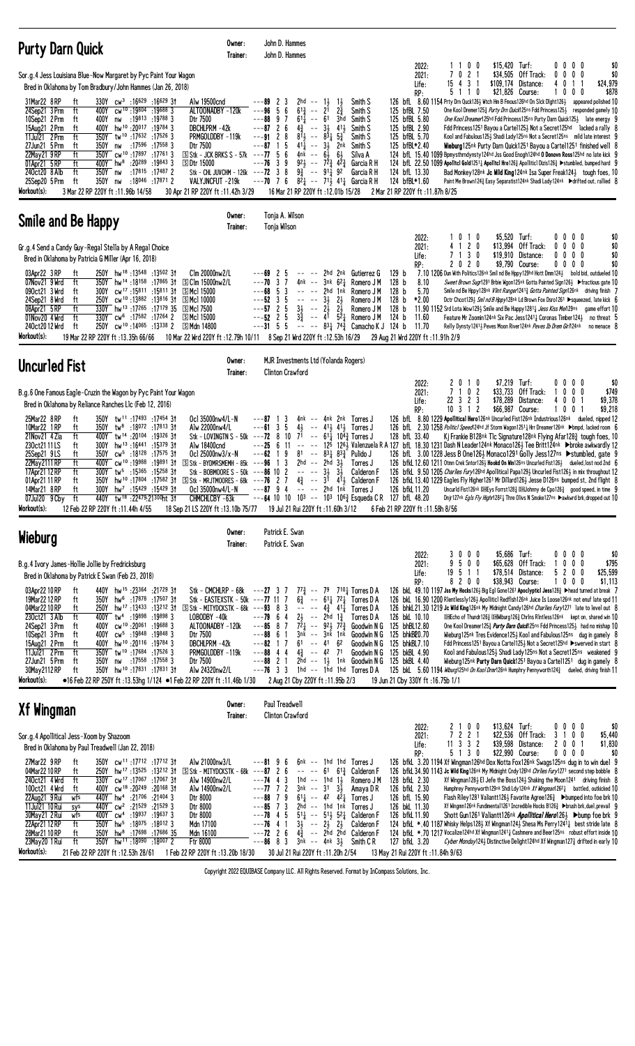## Purty Darn Quick

Owner: John D. Hammes
Trainer: John D. Hammes

Sor.g.4 Jess Louisiana Blue-Now Margaret by Pyc Paint Your Wagon
Bred in Oklahoma by Tom Bradbury/John Hammes (Jan 26, 2018)

| | | | | | | | |
|---|---|---|---|---|---|---|---|
| 2022: | 1 1 0 0 | $15,420 | Turf: | 0 0 0 0 | $0 |
| 2021: | 7 0 2 1 | $34,505 | Off Track: | 0 0 0 0 | $0 |
| Life: | 15 4 3 1 | $109,174 | Distance: | 4 0 1 1 | $24,979 |
| RP: | 5 1 1 0 | $21,826 | Course: | 1 0 0 0 | $878 |

| | | | | | | | | | | | | |
|---|---|---|---|---|---|---|---|---|---|---|---|---|
| 31Mar22 8RP | ft | 330Y cw³ :16629 :16629 3† | Alw 19500cnd | ---89 2 3 | 2hd -- 1½ 1½ | Smith S | 126 bfL 8.60 1154 | Prty Drn Quck126½ Wtch Hm B Fmous126hd On Sick Dlght126½ | appeared polished 10 |
| 24Sep21 3Prm | ft | 400Y cw¹⁰ :19804 :19688 3 | ALTOONADBY -120k | ---96 5 6 | 6¹½ -- 2¹ 2¾ | Smith S | 125 bfBL 7.50 | One Kool Dremer125¾ *Purty Drn Quick*125ns Fdd Princess125½ | responded gamely 10 |
| 10Sep21 2Prm | ft | 400Y nw :19813 :19788 3 | Dtr 7500 | ---88 9 7 | 6¹¼ -- 6¹ 3hd | Smith S | 125 bfBL 5.80 | *One Kool Dreamer*125hd Fdd Princess125ns Purty Darn Quick125½ | late energy 9 |
| 15Aug21 2Prm | ft | 400Y hw¹⁰ :20017 :19784 3 | DBCHLPRM -42k | ---87 2 6 | 4¾ -- 3½ 4¹½ | Smith S | 125 bfBL 2.90 | Fdd Princess125¹ Bayou a Cartel125½ Not a Secret125hd | lacked a rally 8 |
| 11Jul21 2Prm | ft | 350Y tw¹⁰ :17632 :17526 3 | PRMGOLDDBY -119k | ---91 2 8 | 8¹½ -- 8³½ 5¾ | Smith S | 125 bfBL 5.70 | Kool and Fabulous125½ Shadi Lady125ns Not a Secret125ns | mild late interest 9 |
| 27Jun21 5Prm | ft | 350Y nw :17596 :17558 3 | Dtr 7500 | ---87 1 5 | 4¹½ -- 3½ 2nk | Smith S | 125 bfBL*2.40 | Wieburg125nk Purty Darn Quick125¹ Bayou a Cartel125¹ | finished well 8 |
| 22May21 9RP | ft | 350Y cw¹⁰ :17897 :17761 3 | Ⓢ Stk - JCK BRKS S - 57k | ---77 5 6 | 4nk -- 6½ 6½ | Silva A | 124 bfL 15.40 1099 | Bpmysthrndynsty124hd Jss Good Enogh124hd D Donovn Ross125hd | no late kick 9 |
| 01Apr21 5RP | ft | 400Y hw⁸ :20289 :19843 3 | Ⓢ Dtr 15000 | ---76 3 9 | 9²½ -- 7²¾ 4²¾ | Garcia R H | 124 bfL 22.50 1099 | Apolltcl Gold125¹½ Apolltcl Hro126½ Apollticl Dizis126½ | ►stumbled, bumped hard 9 |
| 24Oct20 8Alb | ft | 350Y nw :17815 :17487 2 | Stk - CHL JUVCHM - 126k | ---72 3 8 | 9¾ -- 9¹½ 9² | Garcia R H | 124 bfL 13.30 | Bad Monkey128nk Jc Wild King124nk Isa Super Freak124½ | tough foes, 10 |
| 25Sep20 5Prm | ft | 350Y nw :18046 :17871 2 | VALYJNCFUT -219k | ---70 7 6 | 8²¼ -- 7¹½ 4¹¼ | Garcia R H | 124 bfBL*1.60 | Paint Me Brown124¾ Easy Separatist124nk Shadi Lady124nk | ►drifted out, rallied 8 |

Workout(s): 3 Mar 22 RP 220Y ft :11.96b 14/58 | 30 Apr 21 RP 220Y ft :11.42h 3/29 | 16 Mar 21 RP 220Y ft :12.01b 15/28 | 2 Mar 21 RP 220Y ft :11.87h 8/25

## Smile and Be Happy

Owner: Tonja A. Wilson
Trainer: Tonja Wilson

Gr.g.4 Send a Candy Guy-Regal Stella by A Regal Choice
Bred in Oklahoma by Patricia G Miller (Apr 16, 2018)

| | | | | | | | |
|---|---|---|---|---|---|---|---|
| 2022: | 1 0 1 0 | $5,520 | Turf: | 0 0 0 0 | $0 |
| 2021: | 4 1 2 0 | $13,994 | Off Track: | 0 0 0 0 | $0 |
| Life: | 7 1 3 0 | $19,910 | Distance: | 0 0 0 0 | $0 |
| RP: | 2 0 2 0 | $9,790 | Course: | 0 0 0 0 | $0 |

| | | | | | | | | | | | | |
|---|---|---|---|---|---|---|---|---|---|---|---|---|
| 03Apr22 3RP | ft | 250Y hw¹⁸ :13548 :13502 3† | Clm 20000nw2/L | ---69 2 5 | -- -- 2hd 2nk | Gutierrez G | 129 b | 7.10 1206 | Dun With Politics126nk Smil nd Be Hppy129hd Hott Dmn126½ | bold bid, outdueled 10 |
| 07Nov21 9Wrd | ft | 350Y hw¹⁴ :18158 :17865 3† | Ⓢ Clm 15000nw2/L | ---70 3 7 | 4nk -- 3nk 6²¼ | Romero J M | 128 b | 8.10 | *Sweet Brown Sugr*129¹ Brbie Wgon125nk Gotta Painted Sign126½ | ►fractious gate 10 |
| 09Oct21 3Wrd | ft | 300Y cw¹⁷ :15811 :15811 3† | Ⓢ Mcl 15000 | ---68 5 3 | -- -- 2hd 1nk | Romero J M | 128 b | 5.70 | Smile nd Be Hppy128nk *Vlint Ranger*124¹½ *Gotta Painted Sign*126nk | driving finish 7 |
| 25Apr21 8Wrd | ft | 250Y cw¹⁰ :13862 :13816 3† | Ⓢ Mcl 10000 | ---52 3 5 | -- -- 3½ 2½ | Romero J M | 128 b | *2.00 | Dctr Chcot129½ *Sml nd B Hppy*128nk Ld Brown Fox Dsrs126¹ | ►squeezed, late kick 6 |
| 08Apr21 5RP | ft | 330Y hw¹³ :17265 :17179 35 | Ⓢ Mcl 7500 | ---57 2 5 | 3½ -- 2½ 2½ | Romero J M | 128 b | 11.90 1152 | Srd Lota Wow129½ Smile and Be Happy128¹½ *Jess Kiss Me*129ns | game effort 10 |
| 01Nov20 4Wrd | ft | 330Y cw⁶ :17582 :17264 2 | Ⓢ Mcl 15000 | ---52 2 5 | 3¾ -- 4¹ 5²¼ | Romero J M | 124 b | 11.60 | Feature Mr Zoomin124nk Six Pac Jess124¹¼ Coronas Timber124½ | no threat 5 |
| 24Oct20 12Wrd | ft | 250Y cw¹⁰ :14065 :13338 2 | Ⓢ Mdn 14800 | ---31 5 5 | -- -- 8³½ 7⁴¾ | Camacho K J | 124 b | 11.70 | Relly Dynsty124¹½ Peves Moon River124nk *Peves Ib Drem Girl*124nk | no menace 8 |

Workout(s): 19 Mar 22 RP 220Y ft :13.35h 66/66 | 10 Mar 22 Wrd 220Y ft :12.79h 10/11 | 8 Sep 21 Wrd 220Y ft :12.53h 16/29 | 29 Aug 21 Wrd 220Y ft :11.91h 2/9

## Uncurled Fist

Owner: MJR Investments Ltd (Yolanda Rogers)
Trainer: Clinton Crawford

B.g.6 One Famous Eagle-Cruzin the Wagon by Pyc Paint Your Wagon
Bred in Oklahoma by Reliance Ranches Llc (Feb 12, 2016)

| | | | | | | | |
|---|---|---|---|---|---|---|---|
| 2022: | 2 0 1 0 | $7,219 | Turf: | 0 0 0 0 | $0 |
| 2021: | 7 1 0 2 | $33,703 | Off Track: | 1 0 0 0 | $749 |
| Life: | 22 3 2 3 | $78,289 | Distance: | 4 0 0 1 | $9,378 |
| RP: | 10 3 1 2 | $66,987 | Course: | 1 0 0 1 | $9,218 |

| | | | | | | | | | | | | |
|---|---|---|---|---|---|---|---|---|---|---|---|---|
| 25Mar22 8RP | ft | 350Y cw¹¹ :17493 :17454 3† | Ocl 35000nw4/L-N | ---87 1 3 | 4nk -- 4nk 2nk | Torres J | 126 bfL 8.80 1229 | Apollitical Hero126nk Uncurled Fist126nk Industrious126nk | dueled, nipped 12 |
| 10Mar22 1RP | ft | 350Y tw⁸ :18072 :17813 3† | Alw 22000nw4/L | ---61 3 5 | 4½ -- 4¹½ 4¹½ | Torres J | 126 bfL 2.30 1258 | *Politicl Speed*124hd Jf Storm Wagon125¹½ Hrr Dreamer126nk | ►bmpd, lacked room 6 |
| 21Nov21 4Zia | ft | 400Y tw¹⁴ :20104 :19326 3† | Stk - LOVINGTN S - 50k | ---72 8 10 | 7¹ -- 6¹½ 10⁴¾ | Torres J | 128 bfL 33.40 | Kj Frankie B128nk Tlc Signature128nk Flying Afar128¾ | tough foes, 10 |
| 23Oct21 11LS | ft | 300Y hw¹³ :16441 :15379 3† | Alw 18400cnd | ---25 6 11 | -- -- 12⁵ 12⁶¾ | Valenzuela R A | 127 bfL 18.30 1231 | Dash N Leader124nk Monaco126½ Tee Britt124nk | ►broke awkwardly 12 |
| 25Sep21 9LS | ft | 350Y cw⁵ :18128 :17575 3† | Ocl 25000nw3/x-N | ---62 1 9 | 8¹ -- 8³½ 8³¾ | Pulido J | 126 bfL 3.00 1228 | Jess B One126½ Monaco129¹ Golly Jess127ns | ►stumbled, gate 9 |
| 22May21 11RP | ft | 400Y cw¹⁰ :19988 :19891 3† | Ⓢ Stk - BYDMRSMEMH - 85k | ---96 1 3 | 2hd -- 2hd 3½ | Torres J | 126 bfkL 12.60 1211 | Otmn Crek Sntor126½ Hookd On Wn126ns Uncurled Fist126½ | dueled, lost nod 2nd 6 |
| 17Apr21 12RP | ft | 300Y tw⁵ :15365 :15258 3† | Stk - BOBMOORE S - 50k | ---86 10 2 | -- -- 3½ 3½ | Calderon F | 126 bfkL 9.50 1205 | *Charlies Fury*126hd Apollitical Papa129½ Uncurled Fist126½ | in mix throughout 12 |
| 01Apr21 11RP | ft | 350Y hw¹⁰ :17804 :17582 3† | Ⓢ Stk - MRJTMOORES - 68k | ---76 2 7 | 4¾ -- 3¹ 4¹½ | Calderon F | 126 bfkL 13.40 1229 | Eagles Fly Higher126¹ Mr Dillard126½ Jesse D126ns | bumped st, 2nd flight 8 |
| 14Mar21 8RP | ft | 300Y hw⁷ :15429 :15429 3† | Ocl 35000nw4/L-N | ---87 9 4 | -- -- 2hd 1nk | Torres J | 126 bfkL 11.20 | Uncurld Fist126nk ⒹEys Forrst128½ ⒹJohnny de Cpo126½ | good speed, in time 9 |
| 07Jul20 9Cby | ft | 440Y tw¹⁸ :22479 :21300 ft 3† | CHMCHLCBY -63k | ---64 10 10 | 10³ -- 10³ 10⁶¾ | Esqueda C R | 127 bfL 48.20 | Dnjr127nk *Egls Fly Highr*128²½ Thre Olivs N Smoke127ns | ►awkwrd brk, dropped out 10 |

Workout(s): 12 Feb 22 RP 220Y ft :11.44h 4/55 | 18 Sep 21 LS 220Y ft :13.10b 75/77 | 19 Jul 21 Rui 220Y ft :11.60h 3/12 | 6 Feb 21 RP 220Y ft :11.58h 8/56

## Wieburg

Owner: Patrick E. Swan
Trainer: Patrick E. Swan

B.g.4 Ivory James-Hollie Jollie by Fredricksburg
Bred in Oklahoma by Patrick E Swan (Feb 23, 2018)

| | | | | | | | |
|---|---|---|---|---|---|---|---|
| 2022: | 3 0 0 0 | $5,686 | Turf: | 0 0 0 0 | $0 |
| 2021: | 9 5 0 0 | $65,628 | Off Track: | 1 0 0 0 | $795 |
| Life: | 19 5 1 1 | $78,514 | Distance: | 5 2 0 0 | $25,599 |
| RP: | 8 2 0 0 | $38,943 | Course: | 1 0 0 0 | $1,113 |

| | | | | | | | | | | | | |
|---|---|---|---|---|---|---|---|---|---|---|---|---|
| 03Apr22 10RP | ft | 440Y hw¹⁵ :23364 :21729 3† | Stk - CMCHLRP - 68k | ---27 3 7 | 7⁷¾ -- 7⁹ 7¹⁰¼ | Torres D A | 126 bkL 49.10 1197 | Jss My Hocks126½ Big Eg! Gone126¹ Apoclyptcl Jess128¾ | ►head turned at break 7 |
| 19Mar22 12RP | ft | 350Y hw⁶ :17878 :17507 3† | Stk - EASTEXSTK - 50k | ---77 11 7 | 6¾ -- 6¹¾ 7²¼ | Torres D A | 126 bkL 16.90 1200 | Rlentlessly126½ Apollticl Redflsh126nk Juice Is Loose126nk | not enuf late spd 11 |
| 04Mar22 10RP | ft | 250Y hw¹⁷ :13433 :13212 3† | Ⓢ Stk - MITYDCKSTK - 68k | ---93 8 3 | -- -- 4¾ 4¹¼ | Torres D A | 126 bhkL21.30 1219 | Jc Wild King126nk My Midnight Cndy126hd *Charlies Fury*127¹ | late to level out 8 |
| 23Oct21 3Alb | ft | 400Y tw⁴ :19898 :19898 3 | LOBODBY -40k | ---79 6 4 | 2½ -- 2hd 1¾ | Torres D A | 126 bkL 10.10 | ⒹEcho of Thundr126¾ ⒹWiburg126½ Chrlns Rlntless126nk | kept on, shared win 10 |
| 24Sep21 3Prm | ft | 400Y cw¹⁰ :20061 :19688 3 | ALTOONADBY -120k | ---85 8 7 | 7²½ -- 9²½ 7²¾ | Goodwin N G | 125 bhBL12.80 | One Kool Dreamer125¾ *Purty Darn Quick*125ns Fdd Princess125½ | had no mishap 10 |
| 10Sep21 3Prm | ft | 400Y cw⁵ :19848 :19848 3 | Dtr 7500 | ---88 6 1 | 3nk -- 3nk 1nk | Goodwin N G | 125 bhkBl20.70 | Wieburg125nk Tres Evidence125½ Kool and Fabulous125ns | dug in gamely 8 |
| 15Aug21 2Prm | ft | 400Y hw¹⁰ :20116 :19784 3 | DBCHLPRM -42k | ---82 1 7 | 6¹ -- 4¹ 6² | Goodwin N G | 125 bhkBL7.10 | Fdd Princess125¹ Bayou a Cartel125½ Not a Secret125hd | ►swerved in start 8 |
| 11Jul21 2Prm | ft | 350Y tw¹⁰ :17684 :17526 3 | PRMGOLDDBY -119k | ---88 4 4 | 4¾ -- 4² 7¹ | Goodwin N G | 125 bkBL 4.90 | Kool and Fabulous125½ Shadi Lady125ns Not a Secret125ns | weakened 9 |
| 27Jun21 5Prm | ft | 350Y nw :17558 :17558 3 | Dtr 7500 | ---88 2 1 | 2hd -- 1½ 1nk | Goodwin N G | 125 bkBL 4.40 | Wieburg125nk Purty Darn Quick125¹ Bayou a Cartel125¹ | dug in gamely 8 |
| 30May21 12RP | ft | 350Y hw¹⁰ :17831 :17831 3† | Alw 24320nw2/L | ---76 3 3 | 1hd -- 1hd 1hd | Torres D A | 125 bkL 5.60 1194 | *Wiburg*125hd *On Kool Drmr*126nk Humphry Pennyworth124¾ | dueled, driving finish 11 |

Workout(s): ●16 Feb 22 RP 250Y ft :13.53hg 1/124 | ●1 Feb 22 RP 220Y ft :11.46b 1/30 | 2 Aug 21 Cby 220Y ft :11.95b 2/3 | 19 Jun 21 Cby 330Y ft :16.75b 1/1

## Xf Wingman

Owner: Paul Treadwell
Trainer: Clinton Crawford

Sor.g.4 Apollitical Jess-Xoom by Shazoom
Bred in Oklahoma by Paul Treadwell (Jan 22, 2018)

| | | | | | | | |
|---|---|---|---|---|---|---|---|
| 2022: | 2 1 0 0 | $13,624 | Turf: | 0 0 0 0 | $0 |
| 2021: | 7 2 2 1 | $22,536 | Off Track: | 3 1 0 0 | $5,440 |
| Life: | 11 3 3 2 | $39,598 | Distance: | 2 0 0 1 | $1,830 |
| RP: | 5 1 3 0 | $22,990 | Course: | 0 0 0 0 | $0 |

| | | | | | | | | | | | | |
|---|---|---|---|---|---|---|---|---|---|---|---|---|
| 27Mar22 9RP | ft | 350Y cw¹¹ :17712 :17712 3† | Alw 21000nw3/L | ---81 9 6 | 6nk -- 1hd 1hd | Torres J | 126 bfkL 3.20 1194 | Xf Wngman126hd Dox Notta Fox126nk Swags125ns | dug in to win duel 9 |
| 04Mar22 10RP | ft | 250Y hw¹⁷ :13525 :13212 3† | Ⓢ Stk - MITYDCKSTK - 68k | ---87 2 6 | -- -- 6¹ 6¹¾ | Calderon F | 126 bfkL 34.90 1143 | Jc Wild King126nk My Midnight Cndy126hd *Chrlies Fury*127¹ | second step bobble 8 |
| 24Oct21 4Wrd | ft | 330Y cw¹⁷ :17067 :17067 3† | Alw 14900nw2/L | ---74 4 3 | 1hd -- 1hd 1½ | Romero J M | 128 bfkL 2.30 | Xf Wingman128½ El Jefe the Boss124¾ Shaking the Moon124¹ | driving finish 8 |
| 10Oct21 4Wrd | ft | 400Y cw¹⁸ :20249 :20168 3† | Alw 14900nw2/L | ---77 7 2 | 3nk -- 3¹ 3½ | Amaya D R | 126 bfkL 2.30 | Humphrey Pennyworth129nk Shdi Lady124nk *Xf Wingman*126²½ | battled, outkicked 10 |
| 22Aug21 9Rui | wfˢ | 440Y hw⁴ :21706 :21404 3 | Dtr 8000 | ---88 7 9 | 6¹¼ -- 4² 4²¼ | Torres J | 126 bfkL 15.90 | Flash Riley128¹ Valiantt126½ Favorite Agree126¾ | ►bumped into foe brk 10 |
| 11Jul21 10Rui | syˢ | 440Y cw² :21529 :21529 3 | Dtr 8000 | ---85 7 3 | 2hd -- 1hd 1nk | Torres J | 126 bfkL 11.30 | Xf Wngmn126nk Fundimenta126¹ Incredible Hocks B126½ | ►brush brk, duel, prevail 9 |
| 30May21 2Rui | wfˢ | 400Y cw⁴ :19937 :19637 3 | Dtr 8000 | ---78 4 5 | 5¹¼ -- 5¹½ 5²¼ | Calderon F | 126 bfkL 11.90 | Shott Gun126¹ Valiantt126nk *Apollitical Hero*126½ | ►bump foe brk 9 |
| 22Apr21 12RP | ft | 350Y fw⁵ :18075 :18012 3 | Mdn 17100 | ---76 4 1 | 3½ -- 2½ 2½ | Calderon F | 124 bfkL *.40 1187 | Whisky Helps128½ Xf Wingman124½ Shesa Ms Perry124¹¼ | best stride late 8 |
| 28Mar21 10RP | ft | 350Y hw⁸ :17698 :17686 35 | Mdn 16100 | ---72 2 6 | 4¾ -- 2hd 2hd | Calderon F | 124 bfkL *.70 1217 | Vocalize124hd Xf Wingman124¹½ Cashmere and Beer125ns | robust effort inside 10 |
| 23May20 1Rui | ft | 350Y hw¹⁰ :18090 :18007 2 | Ftr 8000 | ---86 8 3 | 3nk -- 4nk 3½ | Smith C R | 127 bfkL 3.20 | *Cyber Monday*124½ Distinctive Delight124hd Xf Wingman127¾ | drifted in early 10 |

Workout(s): 21 Feb 22 RP 220Y ft :12.53h 28/61 | 1 Feb 22 RP 220Y ft :13.20b 18/30 | 30 Jul 21 Rui 220Y ft :11.20h 2/54 | 13 May 21 Rui 220Y ft :11.84h 9/63

Copyright 2022 EQUIBASE Company LLC. All Rights Reserved. Format by InCompass Solutions, Inc.